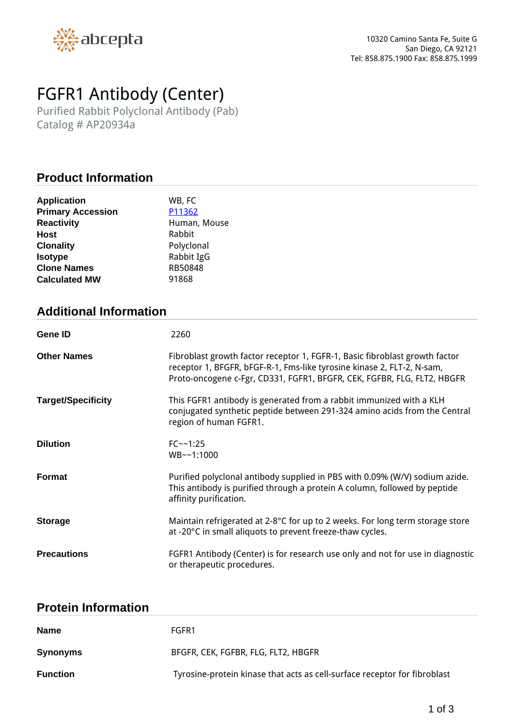abcepta

10320 Camino Santa Fe, Suite G
San Diego, CA 92121
Tel: 858.875.1900 Fax: 858.875.1999

# FGFR1 Antibody (Center)

Purified Rabbit Polyclonal Antibody (Pab)
Catalog # AP20934a

## Product Information

| | |
|---|---|
| **Application** | WB, FC |
| **Primary Accession** | P11362 |
| **Reactivity** | Human, Mouse |
| **Host** | Rabbit |
| **Clonality** | Polyclonal |
| **Isotype** | Rabbit IgG |
| **Clone Names** | RB50848 |
| **Calculated MW** | 91868 |

## Additional Information

| | |
|---|---|
| **Gene ID** | 2260 |
| **Other Names** | Fibroblast growth factor receptor 1, FGFR-1, Basic fibroblast growth factor receptor 1, BFGFR, bFGF-R-1, Fms-like tyrosine kinase 2, FLT-2, N-sam, Proto-oncogene c-Fgr, CD331, FGFR1, BFGFR, CEK, FGFBR, FLG, FLT2, HBGFR |
| **Target/Specificity** | This FGFR1 antibody is generated from a rabbit immunized with a KLH conjugated synthetic peptide between 291-324 amino acids from the Central region of human FGFR1. |
| **Dilution** | FC~~1:25<br>WB~~1:1000 |
| **Format** | Purified polyclonal antibody supplied in PBS with 0.09% (W/V) sodium azide. This antibody is purified through a protein A column, followed by peptide affinity purification. |
| **Storage** | Maintain refrigerated at 2-8°C for up to 2 weeks. For long term storage store at -20°C in small aliquots to prevent freeze-thaw cycles. |
| **Precautions** | FGFR1 Antibody (Center) is for research use only and not for use in diagnostic or therapeutic procedures. |

## Protein Information

| | |
|---|---|
| **Name** | FGFR1 |
| **Synonyms** | BFGFR, CEK, FGFBR, FLG, FLT2, HBGFR |
| **Function** | Tyrosine-protein kinase that acts as cell-surface receptor for fibroblast |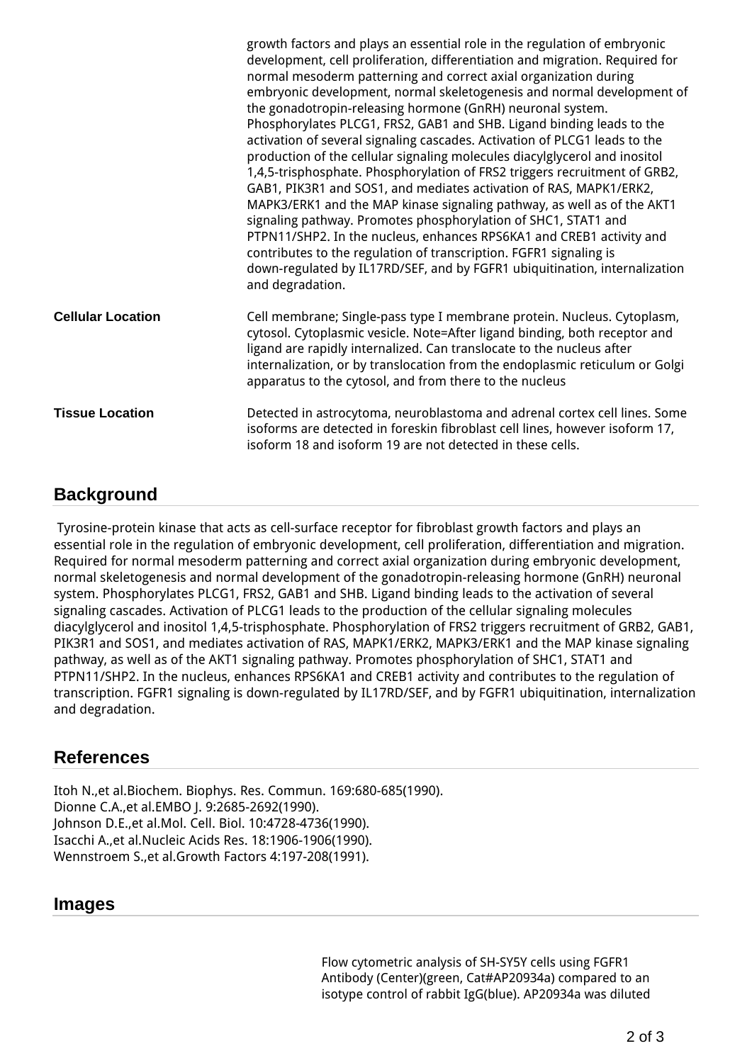growth factors and plays an essential role in the regulation of embryonic development, cell proliferation, differentiation and migration. Required for normal mesoderm patterning and correct axial organization during embryonic development, normal skeletogenesis and normal development of the gonadotropin-releasing hormone (GnRH) neuronal system. Phosphorylates PLCG1, FRS2, GAB1 and SHB. Ligand binding leads to the activation of several signaling cascades. Activation of PLCG1 leads to the production of the cellular signaling molecules diacylglycerol and inositol 1,4,5-trisphosphate. Phosphorylation of FRS2 triggers recruitment of GRB2, GAB1, PIK3R1 and SOS1, and mediates activation of RAS, MAPK1/ERK2, MAPK3/ERK1 and the MAP kinase signaling pathway, as well as of the AKT1 signaling pathway. Promotes phosphorylation of SHC1, STAT1 and PTPN11/SHP2. In the nucleus, enhances RPS6KA1 and CREB1 activity and contributes to the regulation of transcription. FGFR1 signaling is down-regulated by IL17RD/SEF, and by FGFR1 ubiquitination, internalization and degradation.

**Cellular Location**

Cell membrane; Single-pass type I membrane protein. Nucleus. Cytoplasm, cytosol. Cytoplasmic vesicle. Note=After ligand binding, both receptor and ligand are rapidly internalized. Can translocate to the nucleus after internalization, or by translocation from the endoplasmic reticulum or Golgi apparatus to the cytosol, and from there to the nucleus

**Tissue Location**

Detected in astrocytoma, neuroblastoma and adrenal cortex cell lines. Some isoforms are detected in foreskin fibroblast cell lines, however isoform 17, isoform 18 and isoform 19 are not detected in these cells.

## Background

Tyrosine-protein kinase that acts as cell-surface receptor for fibroblast growth factors and plays an essential role in the regulation of embryonic development, cell proliferation, differentiation and migration. Required for normal mesoderm patterning and correct axial organization during embryonic development, normal skeletogenesis and normal development of the gonadotropin-releasing hormone (GnRH) neuronal system. Phosphorylates PLCG1, FRS2, GAB1 and SHB. Ligand binding leads to the activation of several signaling cascades. Activation of PLCG1 leads to the production of the cellular signaling molecules diacylglycerol and inositol 1,4,5-trisphosphate. Phosphorylation of FRS2 triggers recruitment of GRB2, GAB1, PIK3R1 and SOS1, and mediates activation of RAS, MAPK1/ERK2, MAPK3/ERK1 and the MAP kinase signaling pathway, as well as of the AKT1 signaling pathway. Promotes phosphorylation of SHC1, STAT1 and PTPN11/SHP2. In the nucleus, enhances RPS6KA1 and CREB1 activity and contributes to the regulation of transcription. FGFR1 signaling is down-regulated by IL17RD/SEF, and by FGFR1 ubiquitination, internalization and degradation.

## References

Itoh N.,et al.Biochem. Biophys. Res. Commun. 169:680-685(1990).
Dionne C.A.,et al.EMBO J. 9:2685-2692(1990).
Johnson D.E.,et al.Mol. Cell. Biol. 10:4728-4736(1990).
Isacchi A.,et al.Nucleic Acids Res. 18:1906-1906(1990).
Wennstroem S.,et al.Growth Factors 4:197-208(1991).

## Images

Flow cytometric analysis of SH-SY5Y cells using FGFR1 Antibody (Center)(green, Cat#AP20934a) compared to an isotype control of rabbit IgG(blue). AP20934a was diluted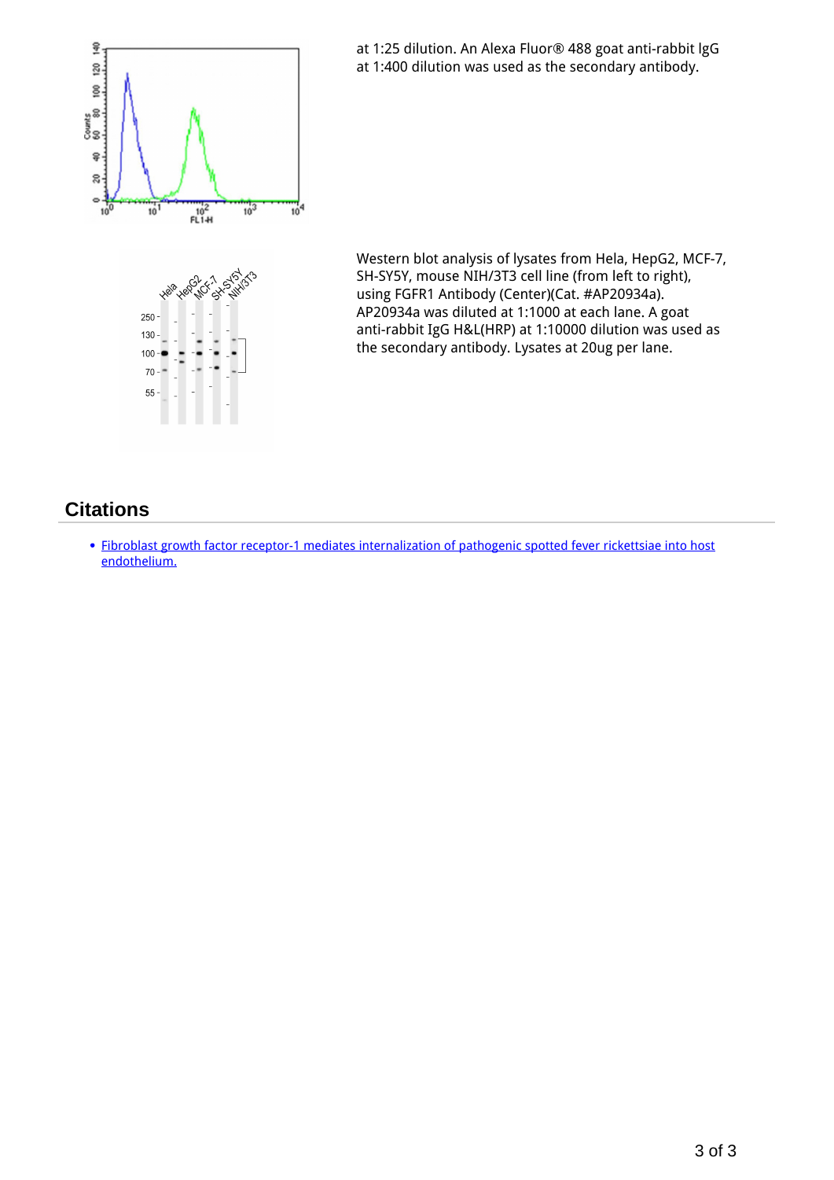Counts

0 20 40 60 80 100 120 140

$10^0$ $10^1$ $10^2$ $10^3$ $10^4$

FL1-H

at 1:25 dilution. An Alexa Fluor® 488 goat anti-rabbit IgG at 1:400 dilution was used as the secondary antibody.

Hela HepG2 MCF-7 SH-SY5Y NIH/3T3

250 -

130 -

100 -

70 -

55 -

Western blot analysis of lysates from Hela, HepG2, MCF-7, SH-SY5Y, mouse NIH/3T3 cell line (from left to right), using FGFR1 Antibody (Center)(Cat. #AP20934a). AP20934a was diluted at 1:1000 at each lane. A goat anti-rabbit IgG H&L(HRP) at 1:10000 dilution was used as the secondary antibody. Lysates at 20ug per lane.

## Citations

- Fibroblast growth factor receptor-1 mediates internalization of pathogenic spotted fever rickettsiae into host endothelium.